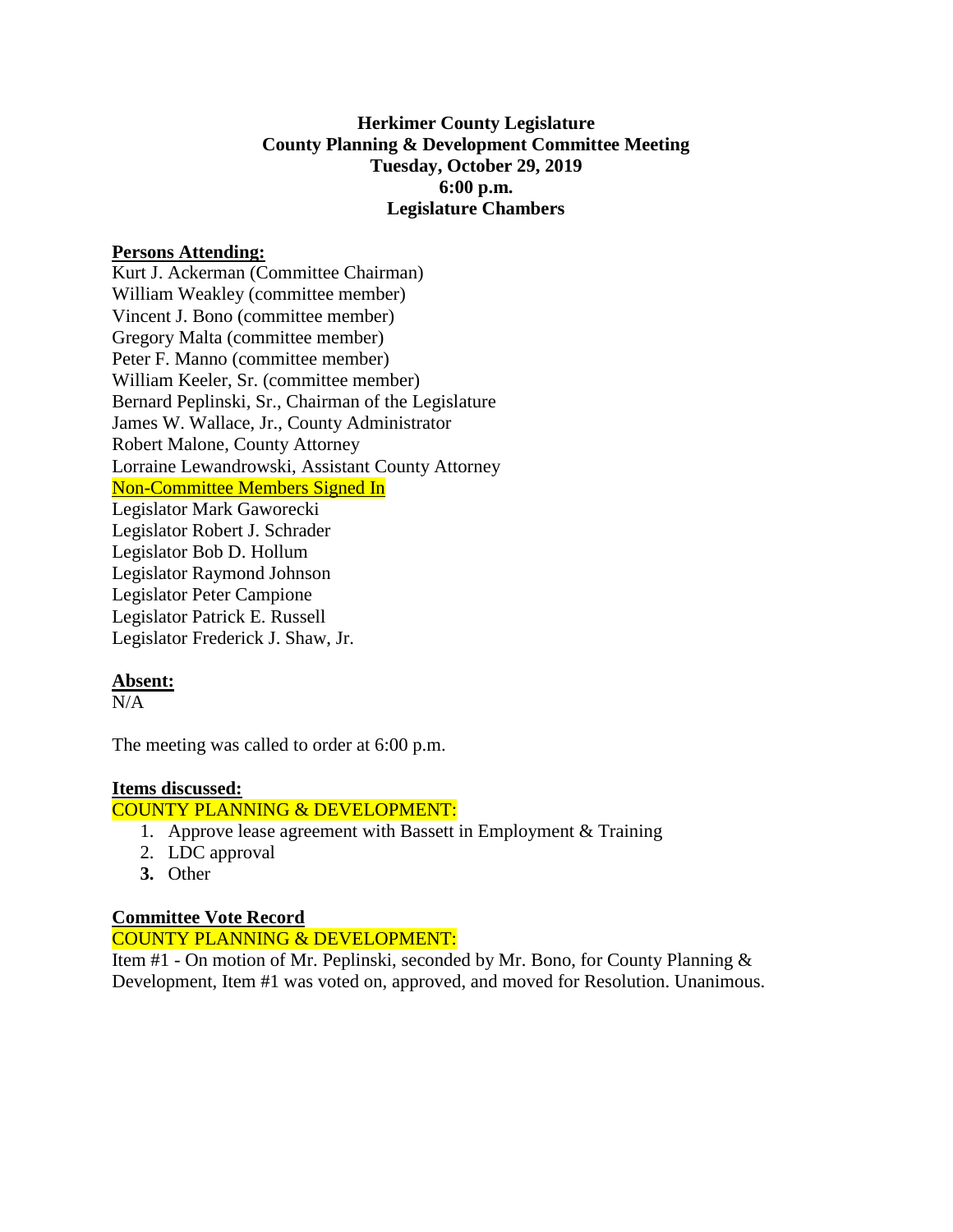**Herkimer County Legislature**
**County Planning & Development Committee Meeting**
**Tuesday, October 29, 2019**
**6:00 p.m.**
**Legislature Chambers**

**Persons Attending:**

Kurt J. Ackerman (Committee Chairman)
William Weakley (committee member)
Vincent J. Bono (committee member)
Gregory Malta (committee member)
Peter F. Manno (committee member)
William Keeler, Sr. (committee member)
Bernard Peplinski, Sr., Chairman of the Legislature
James W. Wallace, Jr., County Administrator
Robert Malone, County Attorney
Lorraine Lewandrowski, Assistant County Attorney
Non-Committee Members Signed In
Legislator Mark Gaworecki
Legislator Robert J. Schrader
Legislator Bob D. Hollum
Legislator Raymond Johnson
Legislator Peter Campione
Legislator Patrick E. Russell
Legislator Frederick J. Shaw, Jr.

**Absent:**

N/A

The meeting was called to order at 6:00 p.m.

**Items discussed:**

COUNTY PLANNING & DEVELOPMENT:

1. Approve lease agreement with Bassett in Employment & Training
2. LDC approval
3. Other

**Committee Vote Record**

COUNTY PLANNING & DEVELOPMENT:

Item #1 - On motion of Mr. Peplinski, seconded by Mr. Bono, for County Planning & Development, Item #1 was voted on, approved, and moved for Resolution. Unanimous.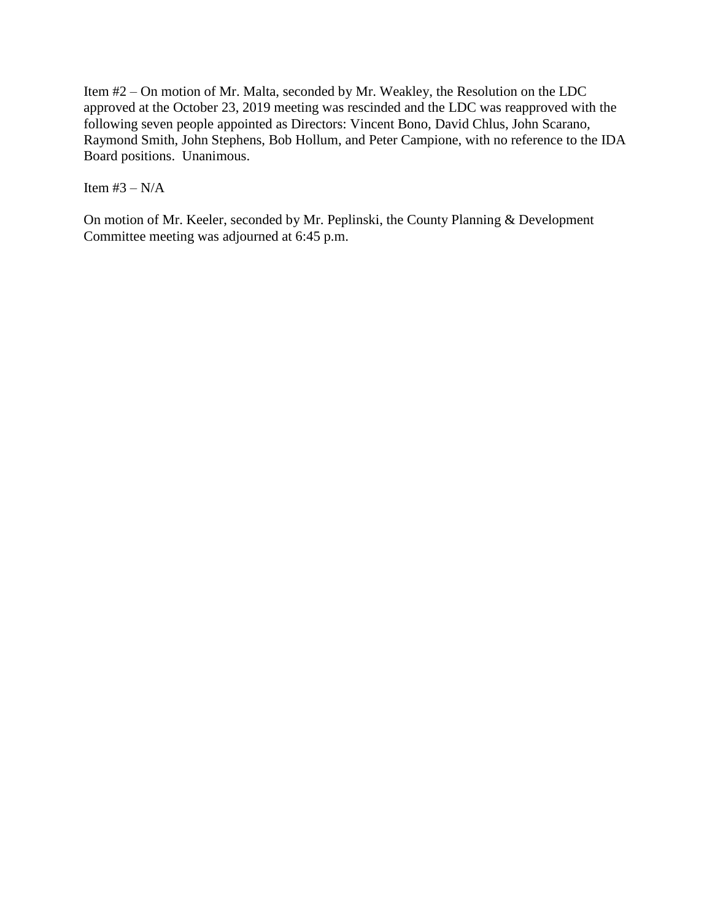Item #2 – On motion of Mr. Malta, seconded by Mr. Weakley, the Resolution on the LDC approved at the October 23, 2019 meeting was rescinded and the LDC was reapproved with the following seven people appointed as Directors: Vincent Bono, David Chlus, John Scarano, Raymond Smith, John Stephens, Bob Hollum, and Peter Campione, with no reference to the IDA Board positions. Unanimous.

Item #3 – N/A

On motion of Mr. Keeler, seconded by Mr. Peplinski, the County Planning & Development Committee meeting was adjourned at 6:45 p.m.